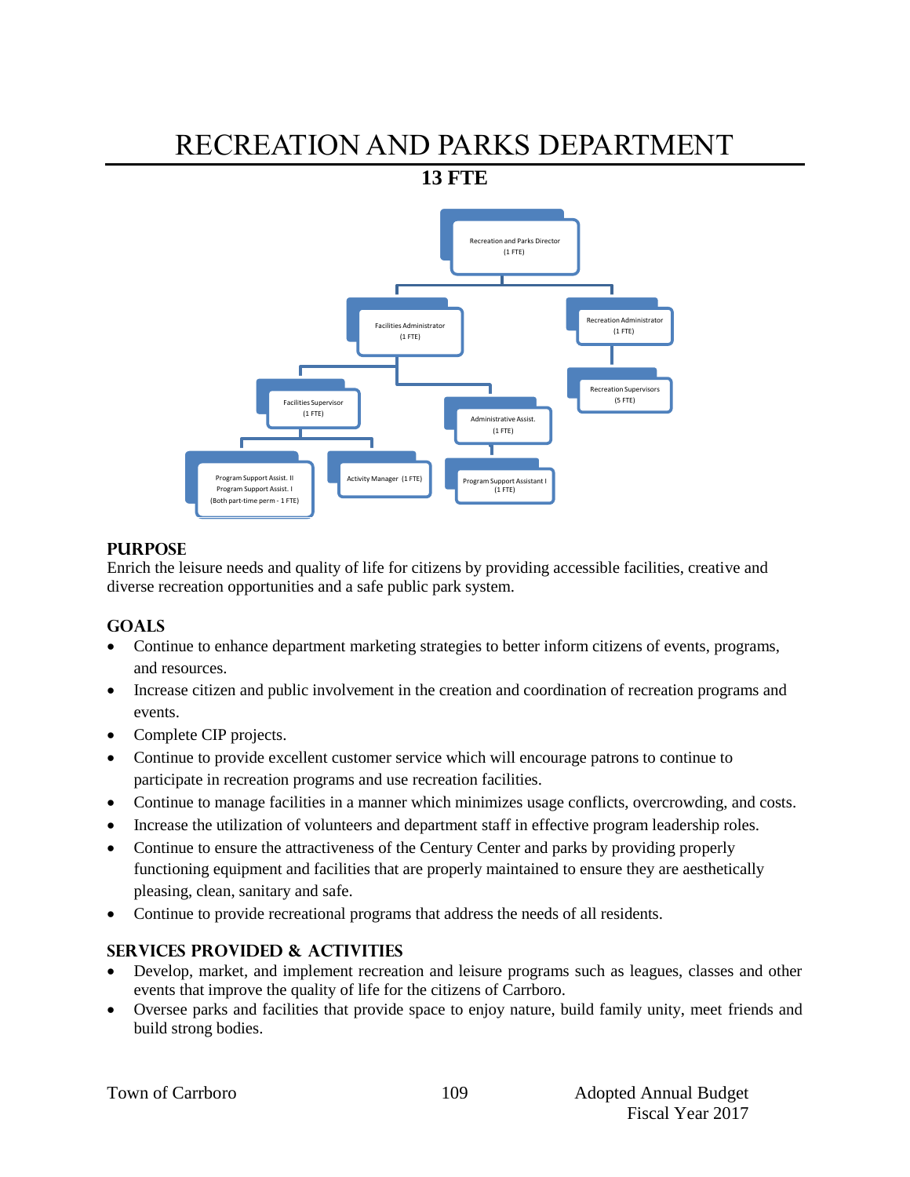# RECREATION AND PARKS DEPARTMENT

**13 FTE**

- Recreation and Parks Director (1 FTE)
  - Facilities Administrator (1 FTE)
    - Facilities Supervisor (1 FTE)
      - Program Support Assist. II / Program Support Assist. I (Both part-time perm - 1 FTE)
      - Activity Manager (1 FTE)
    - Administrative Assist. (1 FTE)
      - Program Support Assistant I (1 FTE)
  - Recreation Administrator (1 FTE)
    - Recreation Supervisors (5 FTE)

## PURPOSE

Enrich the leisure needs and quality of life for citizens by providing accessible facilities, creative and diverse recreation opportunities and a safe public park system.

## GOALS

- Continue to enhance department marketing strategies to better inform citizens of events, programs, and resources.
- Increase citizen and public involvement in the creation and coordination of recreation programs and events.
- Complete CIP projects.
- Continue to provide excellent customer service which will encourage patrons to continue to participate in recreation programs and use recreation facilities.
- Continue to manage facilities in a manner which minimizes usage conflicts, overcrowding, and costs.
- Increase the utilization of volunteers and department staff in effective program leadership roles.
- Continue to ensure the attractiveness of the Century Center and parks by providing properly functioning equipment and facilities that are properly maintained to ensure they are aesthetically pleasing, clean, sanitary and safe.
- Continue to provide recreational programs that address the needs of all residents.

## SERVICES PROVIDED & ACTIVITIES

- Develop, market, and implement recreation and leisure programs such as leagues, classes and other events that improve the quality of life for the citizens of Carrboro.
- Oversee parks and facilities that provide space to enjoy nature, build family unity, meet friends and build strong bodies.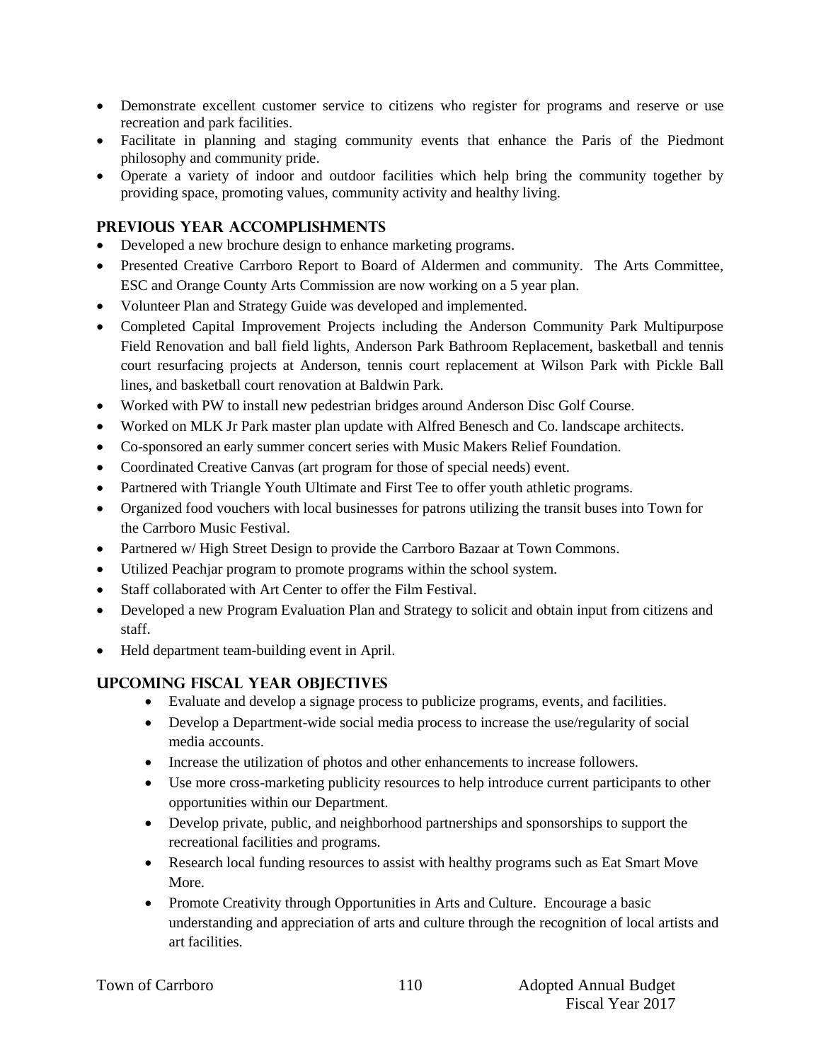- Demonstrate excellent customer service to citizens who register for programs and reserve or use recreation and park facilities.
- Facilitate in planning and staging community events that enhance the Paris of the Piedmont philosophy and community pride.
- Operate a variety of indoor and outdoor facilities which help bring the community together by providing space, promoting values, community activity and healthy living.

## PREVIOUS YEAR ACCOMPLISHMENTS

- Developed a new brochure design to enhance marketing programs.
- Presented Creative Carrboro Report to Board of Aldermen and community. The Arts Committee, ESC and Orange County Arts Commission are now working on a 5 year plan.
- Volunteer Plan and Strategy Guide was developed and implemented.
- Completed Capital Improvement Projects including the Anderson Community Park Multipurpose Field Renovation and ball field lights, Anderson Park Bathroom Replacement, basketball and tennis court resurfacing projects at Anderson, tennis court replacement at Wilson Park with Pickle Ball lines, and basketball court renovation at Baldwin Park.
- Worked with PW to install new pedestrian bridges around Anderson Disc Golf Course.
- Worked on MLK Jr Park master plan update with Alfred Benesch and Co. landscape architects.
- Co-sponsored an early summer concert series with Music Makers Relief Foundation.
- Coordinated Creative Canvas (art program for those of special needs) event.
- Partnered with Triangle Youth Ultimate and First Tee to offer youth athletic programs.
- Organized food vouchers with local businesses for patrons utilizing the transit buses into Town for the Carrboro Music Festival.
- Partnered w/ High Street Design to provide the Carrboro Bazaar at Town Commons.
- Utilized Peachjar program to promote programs within the school system.
- Staff collaborated with Art Center to offer the Film Festival.
- Developed a new Program Evaluation Plan and Strategy to solicit and obtain input from citizens and staff.
- Held department team-building event in April.

## UPCOMING FISCAL YEAR OBJECTIVES

- Evaluate and develop a signage process to publicize programs, events, and facilities.
- Develop a Department-wide social media process to increase the use/regularity of social media accounts.
- Increase the utilization of photos and other enhancements to increase followers.
- Use more cross-marketing publicity resources to help introduce current participants to other opportunities within our Department.
- Develop private, public, and neighborhood partnerships and sponsorships to support the recreational facilities and programs.
- Research local funding resources to assist with healthy programs such as Eat Smart Move More.
- Promote Creativity through Opportunities in Arts and Culture. Encourage a basic understanding and appreciation of arts and culture through the recognition of local artists and art facilities.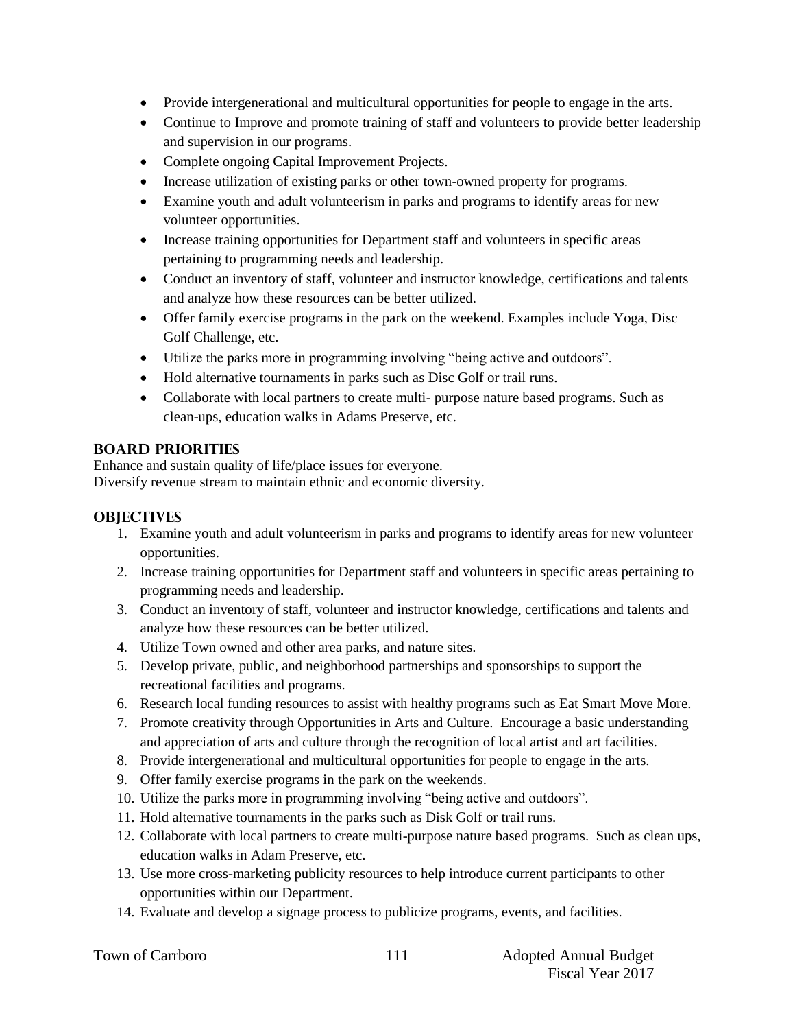- Provide intergenerational and multicultural opportunities for people to engage in the arts.
- Continue to Improve and promote training of staff and volunteers to provide better leadership and supervision in our programs.
- Complete ongoing Capital Improvement Projects.
- Increase utilization of existing parks or other town-owned property for programs.
- Examine youth and adult volunteerism in parks and programs to identify areas for new volunteer opportunities.
- Increase training opportunities for Department staff and volunteers in specific areas pertaining to programming needs and leadership.
- Conduct an inventory of staff, volunteer and instructor knowledge, certifications and talents and analyze how these resources can be better utilized.
- Offer family exercise programs in the park on the weekend. Examples include Yoga, Disc Golf Challenge, etc.
- Utilize the parks more in programming involving "being active and outdoors".
- Hold alternative tournaments in parks such as Disc Golf or trail runs.
- Collaborate with local partners to create multi- purpose nature based programs. Such as clean-ups, education walks in Adams Preserve, etc.

## BOARD PRIORITIES

Enhance and sustain quality of life/place issues for everyone.
Diversify revenue stream to maintain ethnic and economic diversity.

## OBJECTIVES

1. Examine youth and adult volunteerism in parks and programs to identify areas for new volunteer opportunities.
2. Increase training opportunities for Department staff and volunteers in specific areas pertaining to programming needs and leadership.
3. Conduct an inventory of staff, volunteer and instructor knowledge, certifications and talents and analyze how these resources can be better utilized.
4. Utilize Town owned and other area parks, and nature sites.
5. Develop private, public, and neighborhood partnerships and sponsorships to support the recreational facilities and programs.
6. Research local funding resources to assist with healthy programs such as Eat Smart Move More.
7. Promote creativity through Opportunities in Arts and Culture. Encourage a basic understanding and appreciation of arts and culture through the recognition of local artist and art facilities.
8. Provide intergenerational and multicultural opportunities for people to engage in the arts.
9. Offer family exercise programs in the park on the weekends.
10. Utilize the parks more in programming involving "being active and outdoors".
11. Hold alternative tournaments in the parks such as Disk Golf or trail runs.
12. Collaborate with local partners to create multi-purpose nature based programs. Such as clean ups, education walks in Adam Preserve, etc.
13. Use more cross-marketing publicity resources to help introduce current participants to other opportunities within our Department.
14. Evaluate and develop a signage process to publicize programs, events, and facilities.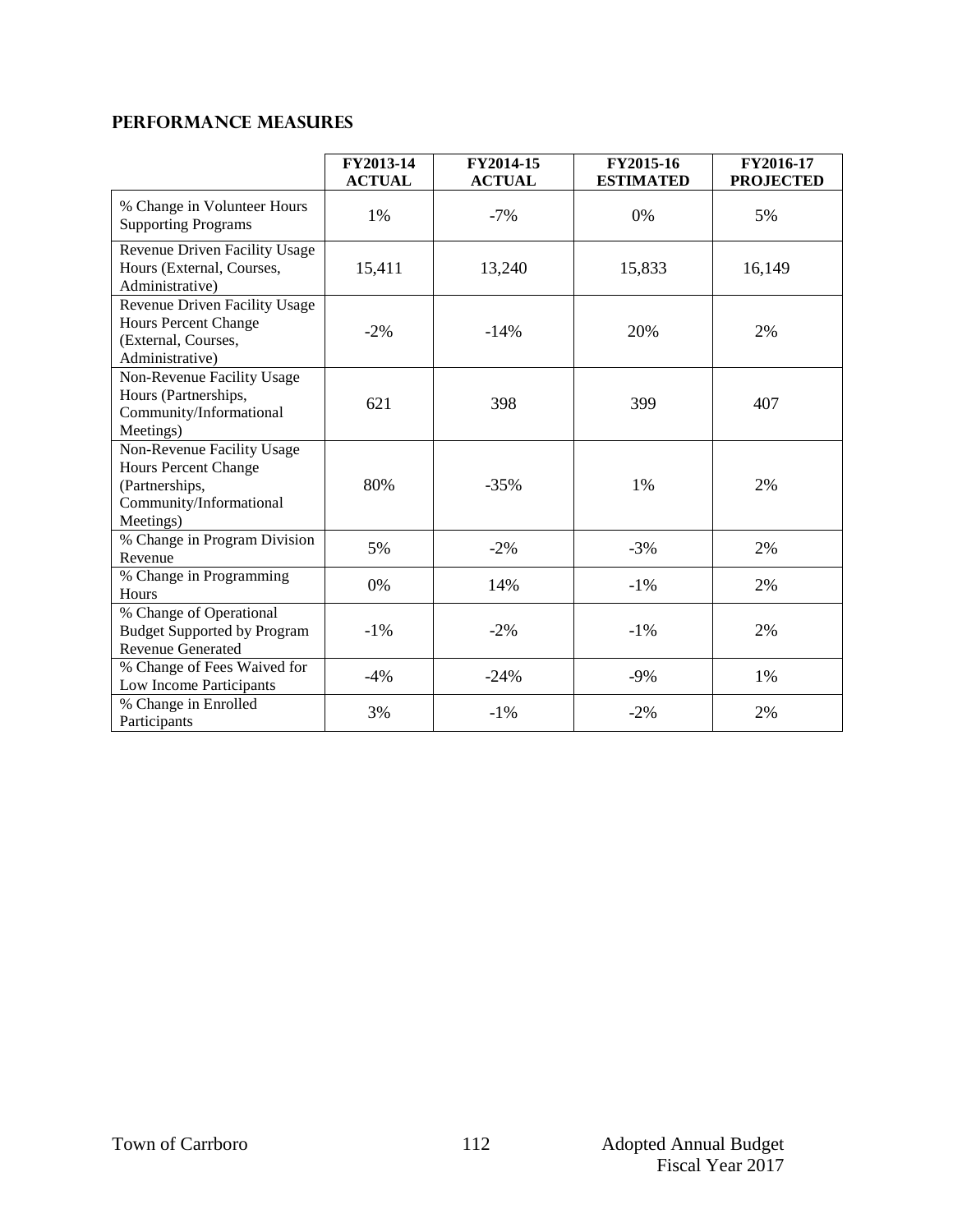## PERFORMANCE MEASURES

| | FY2013-14 ACTUAL | FY2014-15 ACTUAL | FY2015-16 ESTIMATED | FY2016-17 PROJECTED |
|---|---|---|---|---|
| % Change in Volunteer Hours Supporting Programs | 1% | -7% | 0% | 5% |
| Revenue Driven Facility Usage Hours (External, Courses, Administrative) | 15,411 | 13,240 | 15,833 | 16,149 |
| Revenue Driven Facility Usage Hours Percent Change (External, Courses, Administrative) | -2% | -14% | 20% | 2% |
| Non-Revenue Facility Usage Hours (Partnerships, Community/Informational Meetings) | 621 | 398 | 399 | 407 |
| Non-Revenue Facility Usage Hours Percent Change (Partnerships, Community/Informational Meetings) | 80% | -35% | 1% | 2% |
| % Change in Program Division Revenue | 5% | -2% | -3% | 2% |
| % Change in Programming Hours | 0% | 14% | -1% | 2% |
| % Change of Operational Budget Supported by Program Revenue Generated | -1% | -2% | -1% | 2% |
| % Change of Fees Waived for Low Income Participants | -4% | -24% | -9% | 1% |
| % Change in Enrolled Participants | 3% | -1% | -2% | 2% |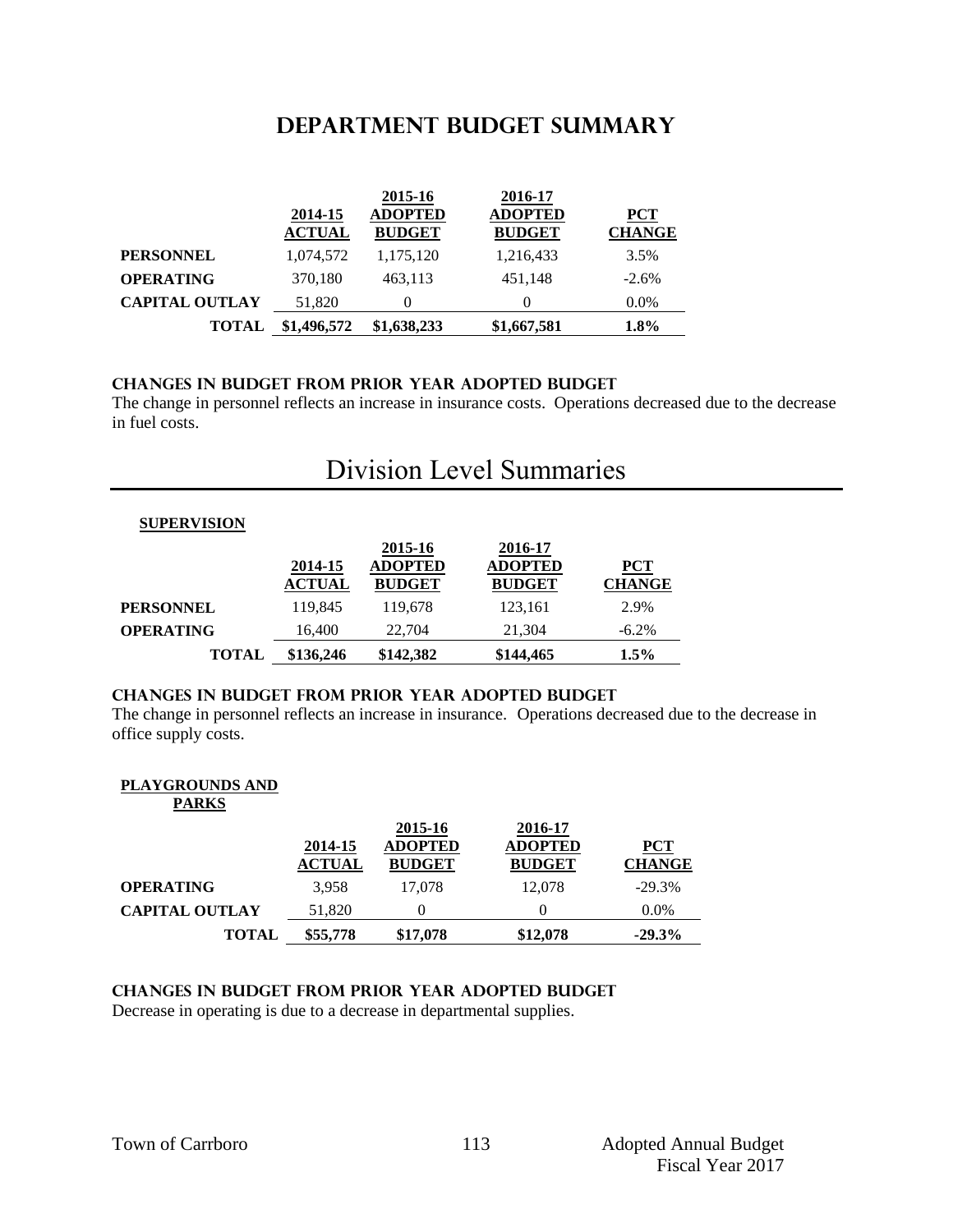# DEPARTMENT BUDGET SUMMARY

| | 2014-15 ACTUAL | 2015-16 ADOPTED BUDGET | 2016-17 ADOPTED BUDGET | PCT CHANGE |
|---|---|---|---|---|
| **PERSONNEL** | 1,074,572 | 1,175,120 | 1,216,433 | 3.5% |
| **OPERATING** | 370,180 | 463,113 | 451,148 | -2.6% |
| **CAPITAL OUTLAY** | 51,820 | 0 | 0 | 0.0% |
| **TOTAL** | **$1,496,572** | **$1,638,233** | **$1,667,581** | **1.8%** |

### CHANGES IN BUDGET FROM PRIOR YEAR ADOPTED BUDGET

The change in personnel reflects an increase in insurance costs. Operations decreased due to the decrease in fuel costs.

# Division Level Summaries

**SUPERVISION**

| | 2014-15 ACTUAL | 2015-16 ADOPTED BUDGET | 2016-17 ADOPTED BUDGET | PCT CHANGE |
|---|---|---|---|---|
| **PERSONNEL** | 119,845 | 119,678 | 123,161 | 2.9% |
| **OPERATING** | 16,400 | 22,704 | 21,304 | -6.2% |
| **TOTAL** | **$136,246** | **$142,382** | **$144,465** | **1.5%** |

### CHANGES IN BUDGET FROM PRIOR YEAR ADOPTED BUDGET

The change in personnel reflects an increase in insurance. Operations decreased due to the decrease in office supply costs.

**PLAYGROUNDS AND PARKS**

| | 2014-15 ACTUAL | 2015-16 ADOPTED BUDGET | 2016-17 ADOPTED BUDGET | PCT CHANGE |
|---|---|---|---|---|
| **OPERATING** | 3,958 | 17,078 | 12,078 | -29.3% |
| **CAPITAL OUTLAY** | 51,820 | 0 | 0 | 0.0% |
| **TOTAL** | **$55,778** | **$17,078** | **$12,078** | **-29.3%** |

### CHANGES IN BUDGET FROM PRIOR YEAR ADOPTED BUDGET

Decrease in operating is due to a decrease in departmental supplies.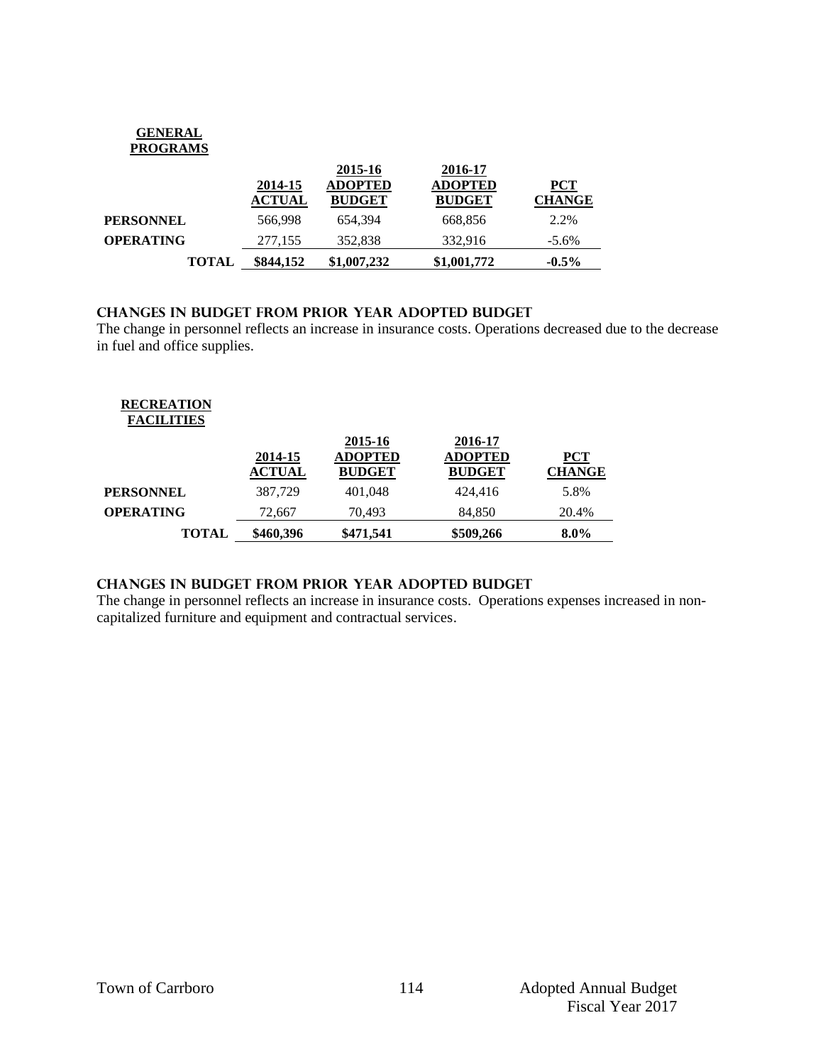**GENERAL PROGRAMS**

| | 2014-15 ACTUAL | 2015-16 ADOPTED BUDGET | 2016-17 ADOPTED BUDGET | PCT CHANGE |
|---|---|---|---|---|
| **PERSONNEL** | 566,998 | 654,394 | 668,856 | 2.2% |
| **OPERATING** | 277,155 | 352,838 | 332,916 | -5.6% |
| **TOTAL** | **$844,152** | **$1,007,232** | **$1,001,772** | **-0.5%** |

### CHANGES IN BUDGET FROM PRIOR YEAR ADOPTED BUDGET

The change in personnel reflects an increase in insurance costs. Operations decreased due to the decrease in fuel and office supplies.

**RECREATION FACILITIES**

| | 2014-15 ACTUAL | 2015-16 ADOPTED BUDGET | 2016-17 ADOPTED BUDGET | PCT CHANGE |
|---|---|---|---|---|
| **PERSONNEL** | 387,729 | 401,048 | 424,416 | 5.8% |
| **OPERATING** | 72,667 | 70,493 | 84,850 | 20.4% |
| **TOTAL** | **$460,396** | **$471,541** | **$509,266** | **8.0%** |

### CHANGES IN BUDGET FROM PRIOR YEAR ADOPTED BUDGET

The change in personnel reflects an increase in insurance costs. Operations expenses increased in non-capitalized furniture and equipment and contractual services.